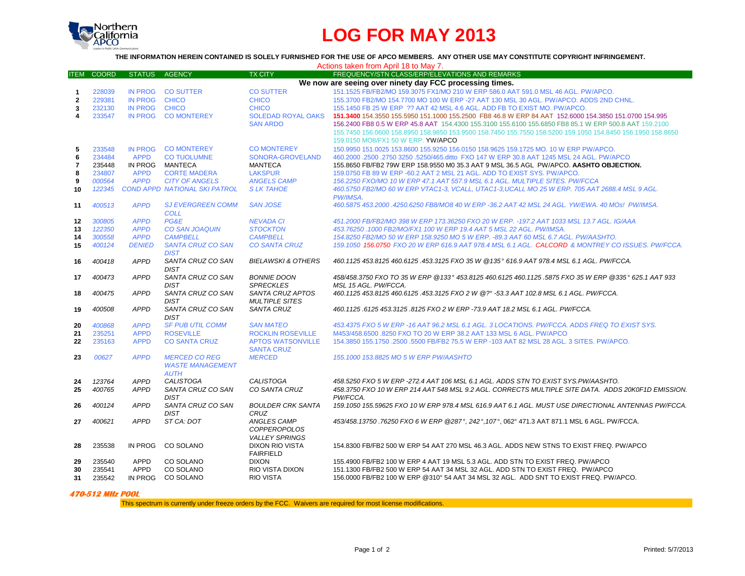# LOG FOR MAY 2013

**THE INFORMATION HEREIN CONTAINED IS SOLELY FURNISHED FOR THE USE OF APCO MEMBERS. ANY OTHER USE MAY CONSTITUTE COPYRIGHT INFRINGEMENT.**

Actions taken from April 18 to May 7.

| ITEM | COORD | STATUS | AGENCY | TX CITY | FREQUENCY/STN CLASS/ERP/ELEVATIONS AND REMARKS |
|---|---|---|---|---|---|
| | | | | | **We now are seeing over ninety day FCC processing times.** |
| 1 | 228039 | IN PROG | CO SUTTER | CO SUTTER | 151.1525 FB/FB2/MO 159.3075 FX1/MO 210 W ERP 586.0 AAT 591.0 MSL 46 AGL. PW/APCO. |
| 2 | 229381 | IN PROG | CHICO | CHICO | 155.3700 FB2/MO 154.7700 MO 100 W ERP -27 AAT 130 MSL 30 AGL. PW/APCO. ADDS 2ND CHNL. |
| 3 | 232130 | IN PROG | CHICO | CHICO | 155.1450 FB 25 W ERP ?? AAT 42 MSL 4.6 AGL. ADD FB TO EXIST MO. PW/APCO. |
| 4 | 233547 | IN PROG | CO MONTEREY | SOLEDAD ROYAL OAKS SAN ARDO | **151.3400** 154.3550 155.5950 151.1000 155.2500 FB8 46.8 W ERP 84 AAT 152.6000 154.3850 151.0700 154.995 156.2400 FB8 0.5 W ERP 45.8 AAT 154.4300 155.3100 155.6100 155.6850 FB8 85.1 W ERP 500.8 AAT 159.2100 155.7450 156.0600 158.8950 158.9850 153.9500 158.7450 155.7550 158.5200 159.1050 154.8450 156.1950 158.8650 159.0150 MO8/FX1 50 W ERP. YW/APCO |
| 5 | 233548 | IN PROG | CO MONTEREY | CO MONTEREY | 150.9950 151.0025 153.8600 155.9250 156.0150 158.9625 159.1725 MO. 10 W ERP PW/APCO. |
| 6 | 234484 | APPD | CO TUOLUMNE | SONORA-GROVELAND | 460.2000 .2500 .2750 3250 .5250/465.ditto FXO 147 W ERP 30.8 AAT 1245 MSL 24 AGL. PW/APCO |
| 7 | 235448 | IN PROG | MANTECA | MANTECA | 155.8650 FB/FB2 79W ERP 158.9550 M0 35.3 AAT 9 MSL 36.5 AGL PW/APCO. **AASHTO OBJECTION.** |
| 8 | 234807 | APPD | CORTE MADERA | LAKSPUR | 159.0750 FB 89 W ERP -60.2 AAT 2 MSL 21 AGL. ADD TO EXIST SYS. PW/APCO. |
| 9 | *000564* | *APPD* | *CITY OF ANGELS* | *ANGELS CAMP* | *156.2250 FXO/MO 10 W ERP 47.1 AAT 557.9 MSL 6.1 AGL. MULTIPLE SITES. PW/FCCA* |
| 10 | *122345* | *COND APPD* | *NATIONAL SKI PATROL* | *S LK TAHOE* | *460.5750 FB2/MO 60 W ERP VTAC1-3, VCALL, UTAC1-3,UCALL MO 25 W ERP. 705 AAT 2688.4 MSL 9 AGL. PW/IMSA.* |
| 11 | *400513* | *APPD* | *SJ EVERGREEN COMM COLL* | *SAN JOSE* | *460.5875 453.2000 .4250.6250 FB8/MO8 40 W ERP -36.2 AAT 42 MSL 24 AGL. YW/EWA. 40 MOs! PW/IMSA.* |
| 12 | *300805* | *APPD* | *PG&E* | *NEVADA CI* | *451.2000 FB/FB2/MO 398 W ERP 173.36250 FXO 20 W ERP. -197.2 AAT 1033 MSL 13.7 AGL. IG/AAA* |
| 13 | *122350* | *APPD* | *CO SAN JOAQUIN* | *STOCKTON* | *453.76250 .1000 FB2/MO/FX1 100 W ERP 19.4 AAT 5 MSL 22 AGL. PW/IMSA.* |
| 14 | *300558* | *APPD* | *CAMPBELL* | *CAMPBELL* | *154.8250 FB2/MO 50 W ERP 158.9250 MO 5 W ERP. -89.3 AAT 60 MSL 6.7 AGL. PW/AASHTO.* |
| 15 | *400124* | *DENIED* | *SANTA CRUZ CO SAN DIST* | *CO SANTA CRUZ* | *159.1050 156.0750 FXO 20 W ERP 616.9 AAT 978.4 MSL 6.1 AGL. CALCORD & MONTREY CO ISSUES. PW/FCCA.* |
| 16 | *400418* | *APPD* | *SANTA CRUZ CO SAN DIST* | *BIELAWSKI & OTHERS* | *460.1125 453.8125 460.6125 .453.3125 FXO 35 W @135° 616.9 AAT 978.4 MSL 6.1 AGL. PW/FCCA.* |
| 17 | *400473* | *APPD* | *SANTA CRUZ CO SAN DIST* | *BONNIE DOON SPRECKLES* | *458/458.3750 FXO TO 35 W ERP @133° 453.8125 460.6125 460.1125 .5875 FXO 35 W ERP @335° 625.1 AAT 933 MSL 15 AGL. PW/FCCA.* |
| 18 | *400475* | *APPD* | *SANTA CRUZ CO SAN DIST* | *SANTA CRUZ APTOS MULTIPLE SITES* | *460.1125 453.8125 460.6125 .453.3125 FXO 2 W @?° -53.3 AAT 102.8 MSL 6.1 AGL. PW/FCCA.* |
| 19 | *400508* | *APPD* | *SANTA CRUZ CO SAN DIST* | *SANTA CRUZ* | *460.1125 .6125 453.3125 .8125 FXO 2 W ERP -73.9 AAT 18.2 MSL 6.1 AGL. PW/FCCA.* |
| 20 | *400868* | *APPD* | *SF PUB UTIL COMM* | *SAN MATEO* | *453.4375 FXO 5 W ERP -16 AAT 96.2 MSL 6.1 AGL. 3 LOCATIONS. PW/FCCA. ADDS FREQ TO EXIST SYS.* |
| 21 | 235251 | APPD | ROSEVILLE | ROCKLIN ROSEVILLE | M453/458.6500 .8250 FXO TO 20 W ERP 38.2 AAT 133 MSL 6 AGL. PW/APCO |
| 22 | 235163 | APPD | CO SANTA CRUZ | APTOS WATSONVILLE SANTA CRUZ | 154.3850 155.1750 .2500 .5500 FB/FB2 75.5 W ERP -103 AAT 82 MSL 28 AGL. 3 SITES. PW/APCO. |
| 23 | *00627* | *APPD* | *MERCED CO REG WASTE MANAGEMENT AUTH* | *MERCED* | *155.1000 153.8825 MO 5 W ERP PW/AASHTO* |
| 24 | *123764* | *APPD* | *CALISTOGA* | *CALISTOGA* | *458.5250 FXO 5 W ERP -272.4 AAT 106 MSL 6.1 AGL. ADDS STN TO EXIST SYS.PW/AASHTO.* |
| 25 | *400765* | *APPD* | *SANTA CRUZ CO SAN DIST* | *CO SANTA CRUZ* | *458.3750 FXO 10 W ERP 214 AAT 548 MSL 9.2 AGL. CORRECTS MULTIPLE SITE DATA. ADDS 20K0F1D EMISSION. PW/FCCA.* |
| 26 | *400124* | *APPD* | *SANTA CRUZ CO SAN DIST* | *BOULDER CRK SANTA CRUZ* | *159.1050 155.59625 FXO 10 W ERP 978.4 MSL 616.9 AAT 6.1 AGL. MUST USE DIRECTIONAL ANTENNAS PW/FCCA.* |
| 27 | *400621* | *APPD* | *ST CA: DOT* | *ANGLES CAMP COPPEROPOLOS VALLEY SPRINGS* | *453/458.13750 .76250 FXO 6 W ERP @287°, 242°,107°, 062° 471.3 AAT 871.1 MSL 6 AGL. PW/FCCA.* |
| 28 | 235538 | IN PROG | CO SOLANO | DIXON RIO VISTA FAIRFIELD | 154.8300 FB/FB2 500 W ERP 54 AAT 270 MSL 46.3 AGL. ADDS NEW STNS TO EXIST FREQ. PW/APCO |
| 29 | 235540 | APPD | CO SOLANO | DIXON | 155.4900 FB/FB2 100 W ERP 4 AAT 19 MSL 5.3 AGL. ADD STN TO EXIST FREQ. PW/APCO |
| 30 | 235541 | APPD | CO SOLANO | RIO VISTA DIXON | 151.1300 FB/FB2 500 W ERP 54 AAT 34 MSL 32 AGL. ADD STN TO EXIST FREQ. PW/APCO |
| 31 | 235542 | IN PROG | CO SOLANO | RIO VISTA | 156.0000 FB/FB2 100 W ERP @310° 54 AAT 34 MSL 32 AGL. ADD SNT TO EXIST FREQ. PW/APCO. |

***470-512 MHz POOL***

This spectrum is currently under freeze orders by the FCC. Waivers are required for most license modifications.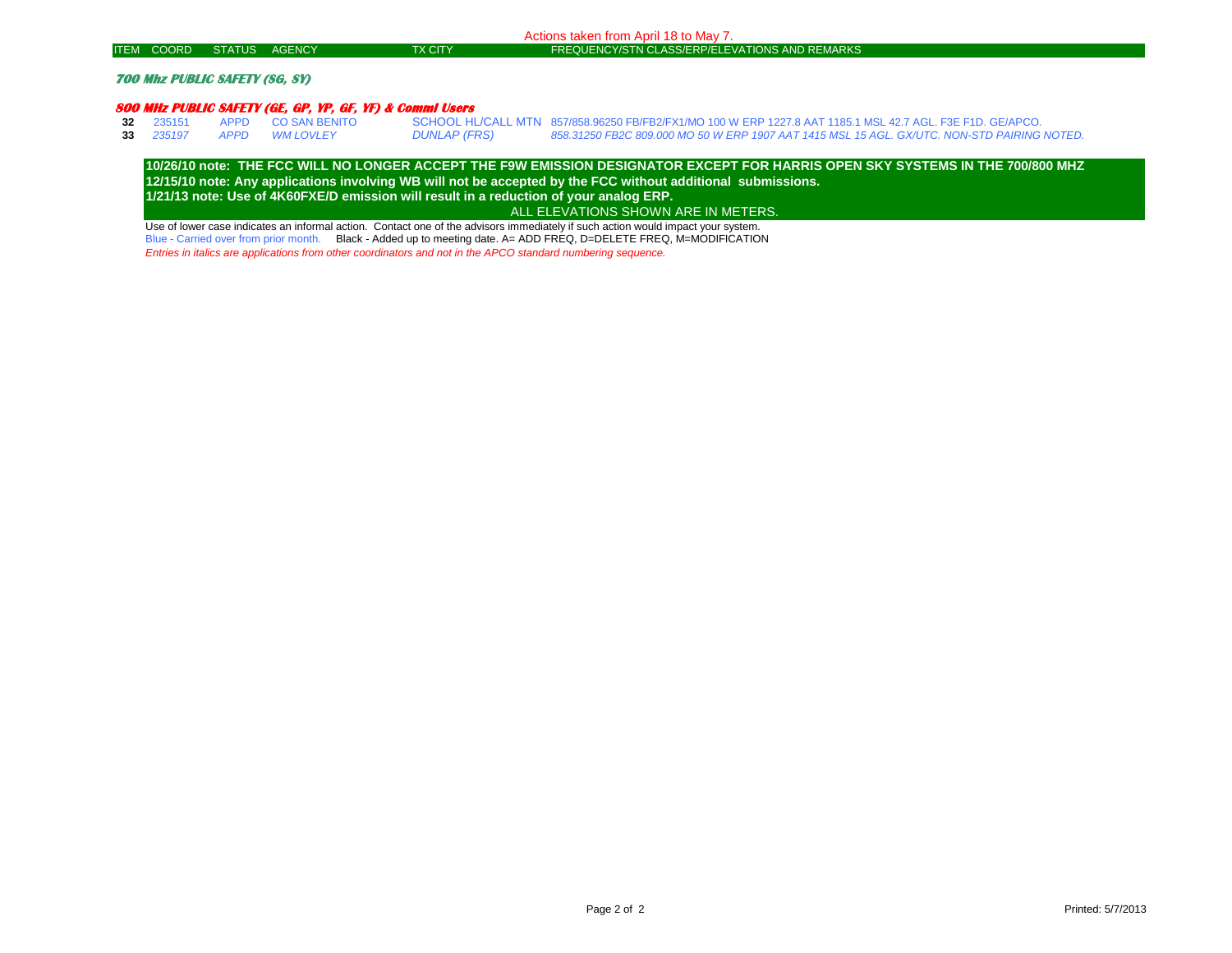Actions taken from April 18 to May 7.

| ITEM | COORD | STATUS | AGENCY | TX CITY | FREQUENCY/STN CLASS/ERP/ELEVATIONS AND REMARKS |
|---|---|---|---|---|---|
| ***700 Mhz PUBLIC SAFETY (SG, SY)*** | | | | | |
| ***800 MHz PUBLIC SAFETY (GE, GP, YP, GF, YF) & Comml Users*** | | | | | |
| **32** | 235151 | APPD | CO SAN BENITO | SCHOOL HL/CALL MTN | 857/858.96250 FB/FB2/FX1/MO 100 W ERP 1227.8 AAT 1185.1 MSL 42.7 AGL. F3E F1D. GE/APCO. |
| **33** | *235197* | *APPD* | *WM LOVLEY* | *DUNLAP (FRS)* | *858.31250 FB2C 809.000 MO 50 W ERP 1907 AAT 1415 MSL 15 AGL. GX/UTC. NON-STD PAIRING NOTED.* |

**10/26/10 note: THE FCC WILL NO LONGER ACCEPT THE F9W EMISSION DESIGNATOR EXCEPT FOR HARRIS OPEN SKY SYSTEMS IN THE 700/800 MHZ**

**12/15/10 note: Any applications involving WB will not be accepted by the FCC without additional submissions.**

**1/21/13 note: Use of 4K60FXE/D emission will result in a reduction of your analog ERP.**

ALL ELEVATIONS SHOWN ARE IN METERS.

Use of lower case indicates an informal action. Contact one of the advisors immediately if such action would impact your system.

Blue - Carried over from prior month. Black - Added up to meeting date. A= ADD FREQ, D=DELETE FREQ, M=MODIFICATION

*Entries in italics are applications from other coordinators and not in the APCO standard numbering sequence.*

Printed: 5/7/2013